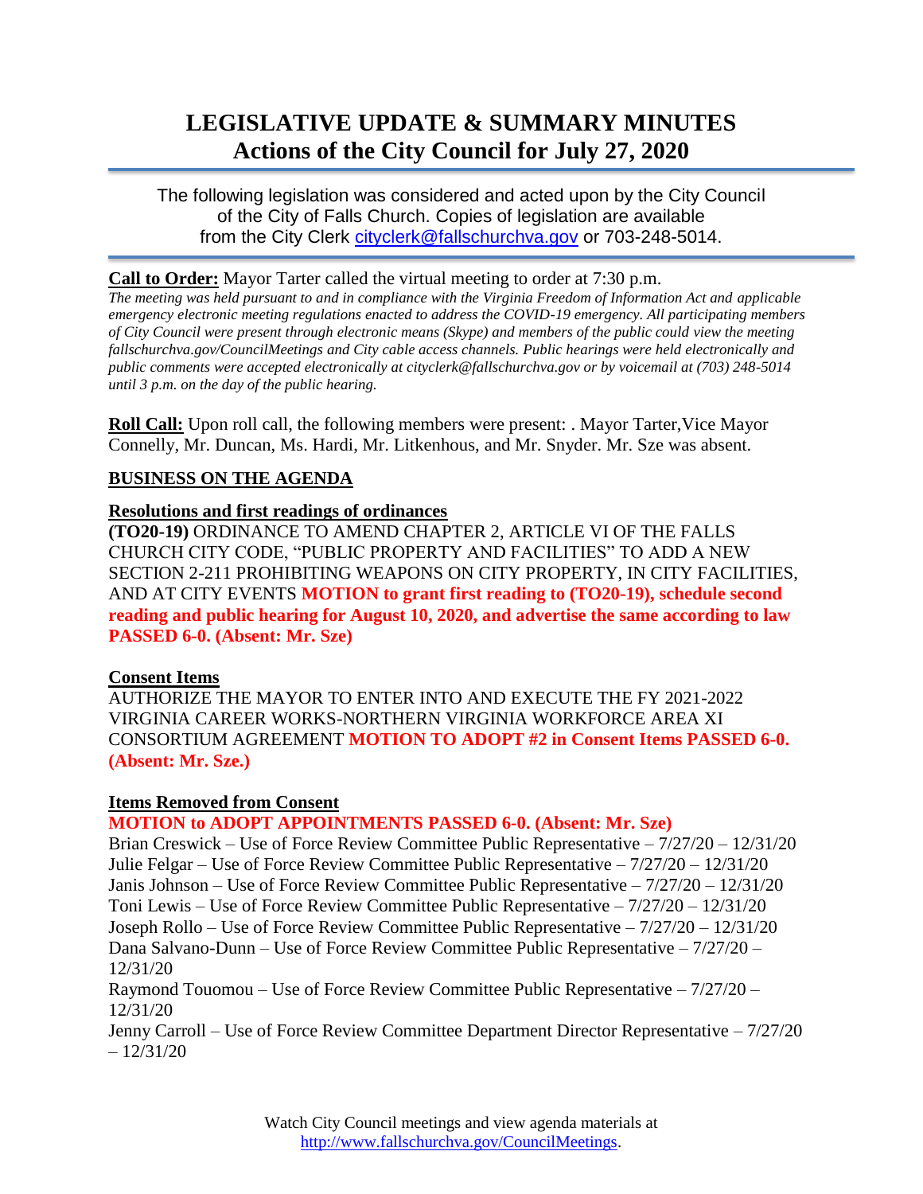# LEGISLATIVE UPDATE & SUMMARY MINUTES
## Actions of the City Council for July 27, 2020

The following legislation was considered and acted upon by the City Council of the City of Falls Church. Copies of legislation are available from the City Clerk cityclerk@fallschurchva.gov or 703-248-5014.

**Call to Order:** Mayor Tarter called the virtual meeting to order at 7:30 p.m.

*The meeting was held pursuant to and in compliance with the Virginia Freedom of Information Act and applicable emergency electronic meeting regulations enacted to address the COVID-19 emergency. All participating members of City Council were present through electronic means (Skype) and members of the public could view the meeting fallschurchva.gov/CouncilMeetings and City cable access channels. Public hearings were held electronically and public comments were accepted electronically at cityclerk@fallschurchva.gov or by voicemail at (703) 248-5014 until 3 p.m. on the day of the public hearing.*

**Roll Call:** Upon roll call, the following members were present: . Mayor Tarter,Vice Mayor Connelly, Mr. Duncan, Ms. Hardi, Mr. Litkenhous, and Mr. Snyder. Mr. Sze was absent.

**BUSINESS ON THE AGENDA**

**Resolutions and first readings of ordinances**

**(TO20-19)** ORDINANCE TO AMEND CHAPTER 2, ARTICLE VI OF THE FALLS CHURCH CITY CODE, "PUBLIC PROPERTY AND FACILITIES" TO ADD A NEW SECTION 2-211 PROHIBITING WEAPONS ON CITY PROPERTY, IN CITY FACILITIES, AND AT CITY EVENTS **MOTION to grant first reading to (TO20-19), schedule second reading and public hearing for August 10, 2020, and advertise the same according to law PASSED 6-0. (Absent: Mr. Sze)**

**Consent Items**

AUTHORIZE THE MAYOR TO ENTER INTO AND EXECUTE THE FY 2021-2022 VIRGINIA CAREER WORKS-NORTHERN VIRGINIA WORKFORCE AREA XI CONSORTIUM AGREEMENT **MOTION TO ADOPT #2 in Consent Items PASSED 6-0. (Absent: Mr. Sze.)**

**Items Removed from Consent**

**MOTION to ADOPT APPOINTMENTS PASSED 6-0. (Absent: Mr. Sze)**

Brian Creswick – Use of Force Review Committee Public Representative – 7/27/20 – 12/31/20
Julie Felgar – Use of Force Review Committee Public Representative – 7/27/20 – 12/31/20
Janis Johnson – Use of Force Review Committee Public Representative – 7/27/20 – 12/31/20
Toni Lewis – Use of Force Review Committee Public Representative – 7/27/20 – 12/31/20
Joseph Rollo – Use of Force Review Committee Public Representative – 7/27/20 – 12/31/20
Dana Salvano-Dunn – Use of Force Review Committee Public Representative – 7/27/20 – 12/31/20
Raymond Touomou – Use of Force Review Committee Public Representative – 7/27/20 – 12/31/20
Jenny Carroll – Use of Force Review Committee Department Director Representative – 7/27/20 – 12/31/20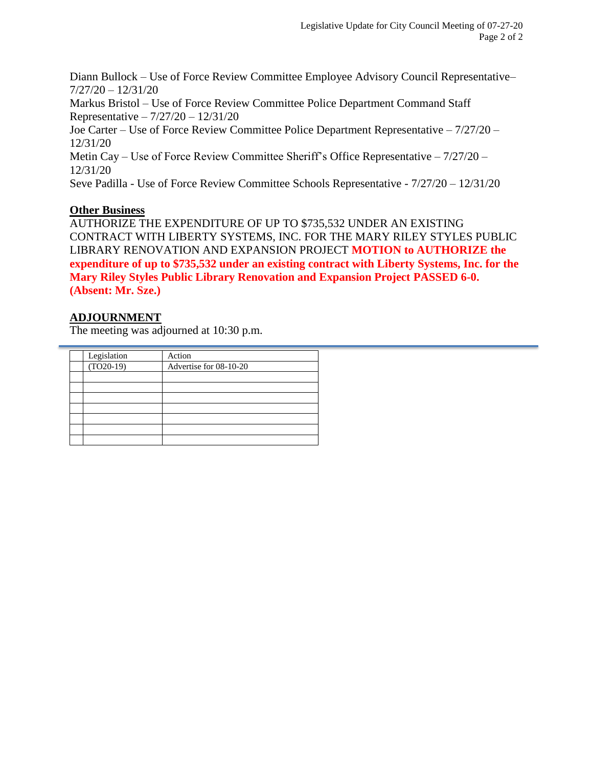Diann Bullock – Use of Force Review Committee Employee Advisory Council Representative– 7/27/20 – 12/31/20
Markus Bristol – Use of Force Review Committee Police Department Command Staff Representative – 7/27/20 – 12/31/20
Joe Carter – Use of Force Review Committee Police Department Representative – 7/27/20 – 12/31/20
Metin Cay – Use of Force Review Committee Sheriff's Office Representative – 7/27/20 – 12/31/20
Seve Padilla - Use of Force Review Committee Schools Representative - 7/27/20 – 12/31/20

**Other Business**

AUTHORIZE THE EXPENDITURE OF UP TO $735,532 UNDER AN EXISTING CONTRACT WITH LIBERTY SYSTEMS, INC. FOR THE MARY RILEY STYLES PUBLIC LIBRARY RENOVATION AND EXPANSION PROJECT **MOTION to AUTHORIZE the expenditure of up to $735,532 under an existing contract with Liberty Systems, Inc. for the Mary Riley Styles Public Library Renovation and Expansion Project PASSED 6-0. (Absent: Mr. Sze.)**

**ADJOURNMENT**

The meeting was adjourned at 10:30 p.m.

| | Legislation | Action |
|---|---|---|
| | (TO20-19) | Advertise for 08-10-20 |
| | | |
| | | |
| | | |
| | | |
| | | |
| | | |
| | | |